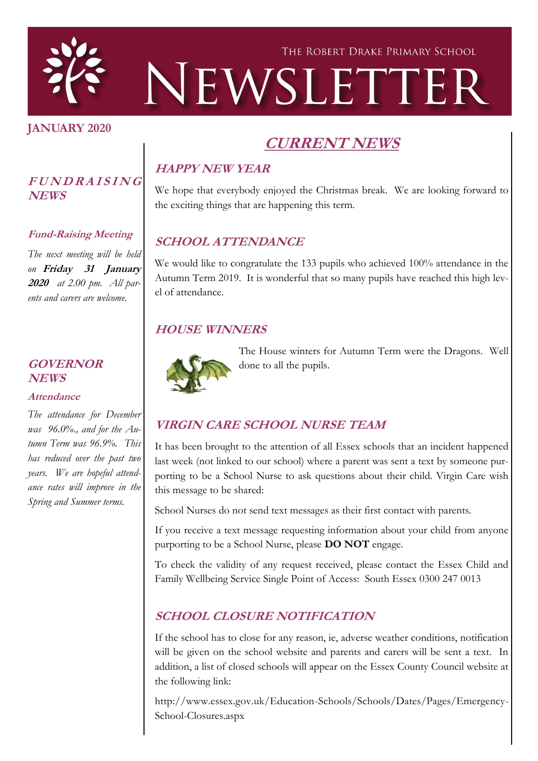THE ROBERT DRAKE PRIMARY SCHOOL

# NEWSLETTER

**JANUARY 2020**

## FUNDRAISING NEWS

### Fund-Raising Meeting

*The next meeting will be held on **Friday 31 January 2020** at 2.00 pm. All parents and carers are welcome.*

## GOVERNOR NEWS

### Attendance

*The attendance for December was 96.0%., and for the Autumn Term was 96.9%. This has reduced over the past two years. We are hopeful attendance rates will improve in the Spring and Summer terms.*

## CURRENT NEWS

### HAPPY NEW YEAR

We hope that everybody enjoyed the Christmas break. We are looking forward to the exciting things that are happening this term.

### SCHOOL ATTENDANCE

We would like to congratulate the 133 pupils who achieved 100% attendance in the Autumn Term 2019. It is wonderful that so many pupils have reached this high level of attendance.

### HOUSE WINNERS

The House winters for Autumn Term were the Dragons. Well done to all the pupils.

### VIRGIN CARE SCHOOL NURSE TEAM

It has been brought to the attention of all Essex schools that an incident happened last week (not linked to our school) where a parent was sent a text by someone purporting to be a School Nurse to ask questions about their child. Virgin Care wish this message to be shared:

School Nurses do not send text messages as their first contact with parents.

If you receive a text message requesting information about your child from anyone purporting to be a School Nurse, please **DO NOT** engage.

To check the validity of any request received, please contact the Essex Child and Family Wellbeing Service Single Point of Access: South Essex 0300 247 0013

### SCHOOL CLOSURE NOTIFICATION

If the school has to close for any reason, ie, adverse weather conditions, notification will be given on the school website and parents and carers will be sent a text. In addition, a list of closed schools will appear on the Essex County Council website at the following link:

http://www.essex.gov.uk/Education-Schools/Schools/Dates/Pages/Emergency-School-Closures.aspx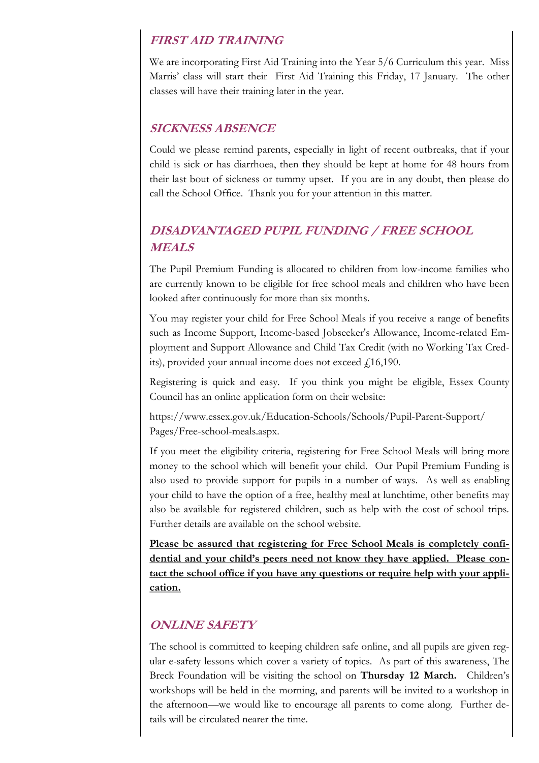## *FIRST AID TRAINING*

We are incorporating First Aid Training into the Year 5/6 Curriculum this year. Miss Marris' class will start their First Aid Training this Friday, 17 January. The other classes will have their training later in the year.

## *SICKNESS ABSENCE*

Could we please remind parents, especially in light of recent outbreaks, that if your child is sick or has diarrhoea, then they should be kept at home for 48 hours from their last bout of sickness or tummy upset. If you are in any doubt, then please do call the School Office. Thank you for your attention in this matter.

## *DISADVANTAGED PUPIL FUNDING / FREE SCHOOL MEALS*

The Pupil Premium Funding is allocated to children from low-income families who are currently known to be eligible for free school meals and children who have been looked after continuously for more than six months.

You may register your child for Free School Meals if you receive a range of benefits such as Income Support, Income-based Jobseeker's Allowance, Income-related Employment and Support Allowance and Child Tax Credit (with no Working Tax Credits), provided your annual income does not exceed £16,190.

Registering is quick and easy. If you think you might be eligible, Essex County Council has an online application form on their website:

https://www.essex.gov.uk/Education-Schools/Schools/Pupil-Parent-Support/Pages/Free-school-meals.aspx.

If you meet the eligibility criteria, registering for Free School Meals will bring more money to the school which will benefit your child. Our Pupil Premium Funding is also used to provide support for pupils in a number of ways. As well as enabling your child to have the option of a free, healthy meal at lunchtime, other benefits may also be available for registered children, such as help with the cost of school trips. Further details are available on the school website.

**Please be assured that registering for Free School Meals is completely confidential and your child's peers need not know they have applied. Please contact the school office if you have any questions or require help with your application.**

## *ONLINE SAFETY*

The school is committed to keeping children safe online, and all pupils are given regular e-safety lessons which cover a variety of topics. As part of this awareness, The Breck Foundation will be visiting the school on **Thursday 12 March.** Children's workshops will be held in the morning, and parents will be invited to a workshop in the afternoon—we would like to encourage all parents to come along. Further details will be circulated nearer the time.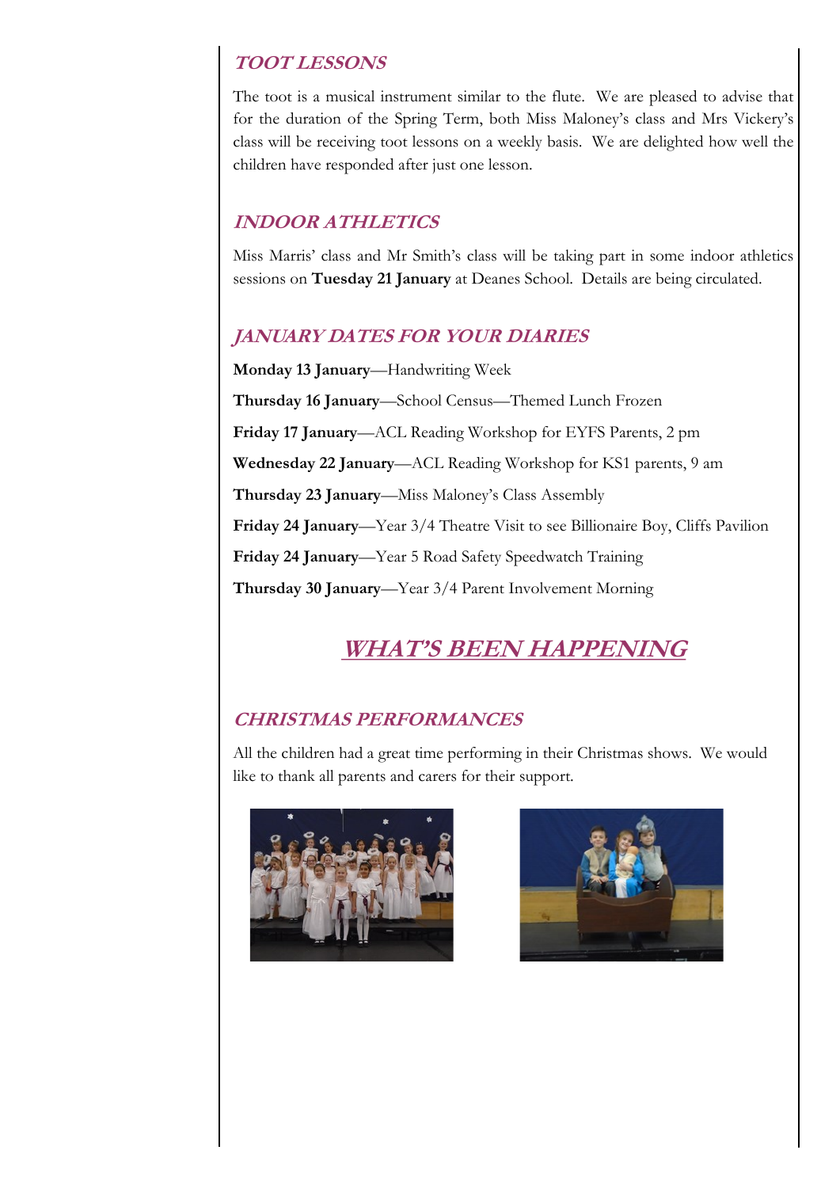### TOOT LESSONS

The toot is a musical instrument similar to the flute. We are pleased to advise that for the duration of the Spring Term, both Miss Maloney's class and Mrs Vickery's class will be receiving toot lessons on a weekly basis. We are delighted how well the children have responded after just one lesson.

### INDOOR ATHLETICS

Miss Marris' class and Mr Smith's class will be taking part in some indoor athletics sessions on **Tuesday 21 January** at Deanes School. Details are being circulated.

### JANUARY DATES FOR YOUR DIARIES

**Monday 13 January**—Handwriting Week

**Thursday 16 January**—School Census—Themed Lunch Frozen

**Friday 17 January**—ACL Reading Workshop for EYFS Parents, 2 pm

**Wednesday 22 January**—ACL Reading Workshop for KS1 parents, 9 am

**Thursday 23 January**—Miss Maloney's Class Assembly

**Friday 24 January**—Year 3/4 Theatre Visit to see Billionaire Boy, Cliffs Pavilion

**Friday 24 January**—Year 5 Road Safety Speedwatch Training

**Thursday 30 January**—Year 3/4 Parent Involvement Morning

## WHAT'S BEEN HAPPENING

### CHRISTMAS PERFORMANCES

All the children had a great time performing in their Christmas shows. We would like to thank all parents and carers for their support.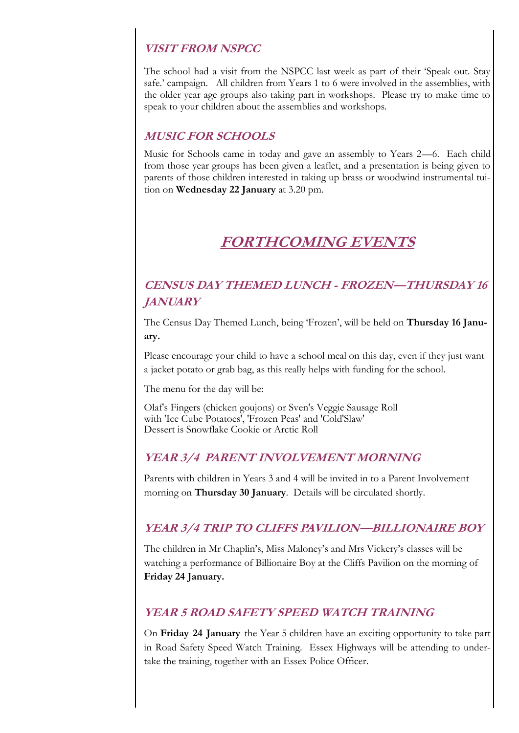### *VISIT FROM NSPCC*

The school had a visit from the NSPCC last week as part of their 'Speak out. Stay safe.' campaign. All children from Years 1 to 6 were involved in the assemblies, with the older year age groups also taking part in workshops. Please try to make time to speak to your children about the assemblies and workshops.

### *MUSIC FOR SCHOOLS*

Music for Schools came in today and gave an assembly to Years 2—6. Each child from those year groups has been given a leaflet, and a presentation is being given to parents of those children interested in taking up brass or woodwind instrumental tuition on **Wednesday 22 January** at 3.20 pm.

## *FORTHCOMING EVENTS*

### *CENSUS DAY THEMED LUNCH - FROZEN—THURSDAY 16 JANUARY*

The Census Day Themed Lunch, being 'Frozen', will be held on **Thursday 16 January.**

Please encourage your child to have a school meal on this day, even if they just want a jacket potato or grab bag, as this really helps with funding for the school.

The menu for the day will be:

Olaf's Fingers (chicken goujons) or Sven's Veggie Sausage Roll
with 'Ice Cube Potatoes', 'Frozen Peas' and 'Cold'Slaw'
Dessert is Snowflake Cookie or Arctic Roll

### *YEAR 3/4 PARENT INVOLVEMENT MORNING*

Parents with children in Years 3 and 4 will be invited in to a Parent Involvement morning on **Thursday 30 January**. Details will be circulated shortly.

### *YEAR 3/4 TRIP TO CLIFFS PAVILION—BILLIONAIRE BOY*

The children in Mr Chaplin's, Miss Maloney's and Mrs Vickery's classes will be watching a performance of Billionaire Boy at the Cliffs Pavilion on the morning of **Friday 24 January.**

### *YEAR 5 ROAD SAFETY SPEED WATCH TRAINING*

On **Friday 24 January** the Year 5 children have an exciting opportunity to take part in Road Safety Speed Watch Training. Essex Highways will be attending to undertake the training, together with an Essex Police Officer.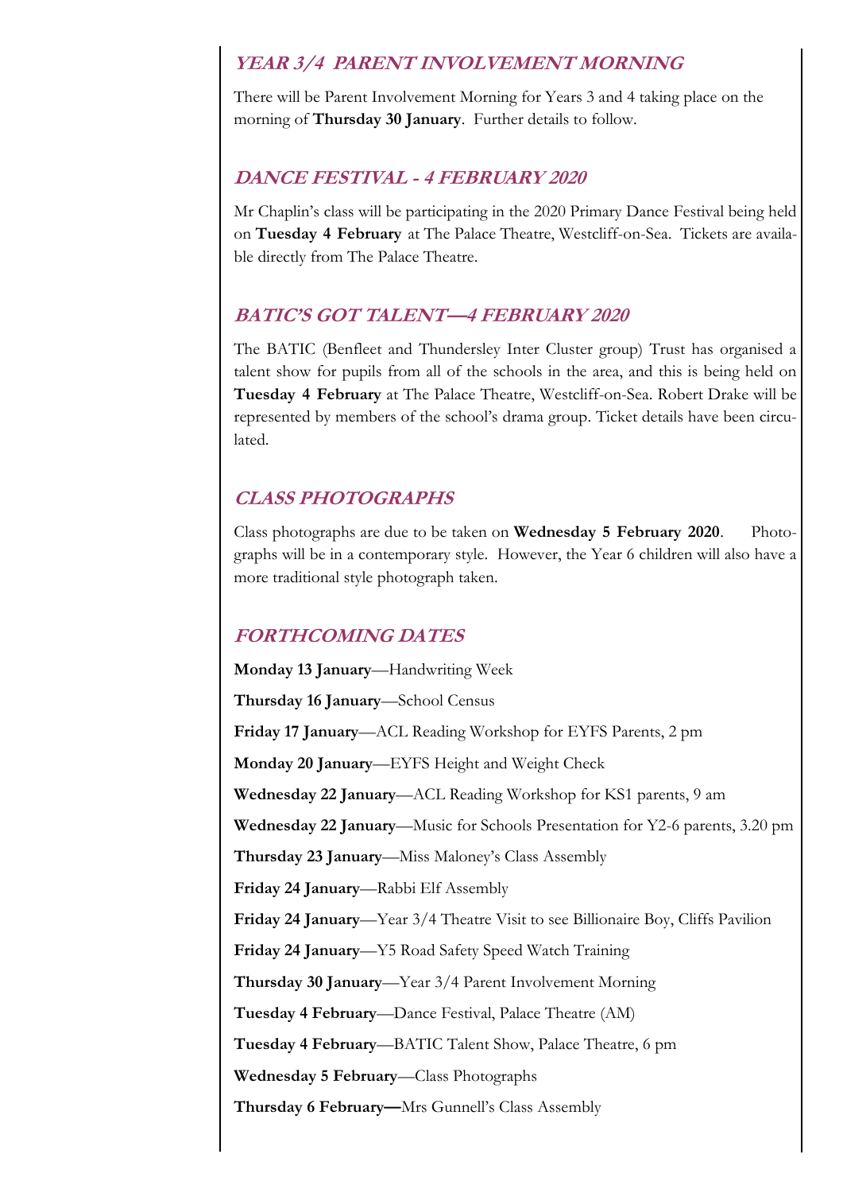## *YEAR 3/4 PARENT INVOLVEMENT MORNING*

There will be Parent Involvement Morning for Years 3 and 4 taking place on the morning of **Thursday 30 January**. Further details to follow.

## *DANCE FESTIVAL - 4 FEBRUARY 2020*

Mr Chaplin's class will be participating in the 2020 Primary Dance Festival being held on **Tuesday 4 February** at The Palace Theatre, Westcliff-on-Sea. Tickets are available directly from The Palace Theatre.

## *BATIC'S GOT TALENT—4 FEBRUARY 2020*

The BATIC (Benfleet and Thundersley Inter Cluster group) Trust has organised a talent show for pupils from all of the schools in the area, and this is being held on **Tuesday 4 February** at The Palace Theatre, Westcliff-on-Sea. Robert Drake will be represented by members of the school's drama group. Ticket details have been circulated.

## *CLASS PHOTOGRAPHS*

Class photographs are due to be taken on **Wednesday 5 February 2020**. Photographs will be in a contemporary style. However, the Year 6 children will also have a more traditional style photograph taken.

## *FORTHCOMING DATES*

**Monday 13 January**—Handwriting Week

**Thursday 16 January**—School Census

**Friday 17 January**—ACL Reading Workshop for EYFS Parents, 2 pm

**Monday 20 January**—EYFS Height and Weight Check

**Wednesday 22 January**—ACL Reading Workshop for KS1 parents, 9 am

**Wednesday 22 January**—Music for Schools Presentation for Y2-6 parents, 3.20 pm

**Thursday 23 January**—Miss Maloney's Class Assembly

**Friday 24 January**—Rabbi Elf Assembly

**Friday 24 January**—Year 3/4 Theatre Visit to see Billionaire Boy, Cliffs Pavilion

**Friday 24 January**—Y5 Road Safety Speed Watch Training

**Thursday 30 January**—Year 3/4 Parent Involvement Morning

**Tuesday 4 February**—Dance Festival, Palace Theatre (AM)

**Tuesday 4 February**—BATIC Talent Show, Palace Theatre, 6 pm

**Wednesday 5 February**—Class Photographs

**Thursday 6 February—**Mrs Gunnell's Class Assembly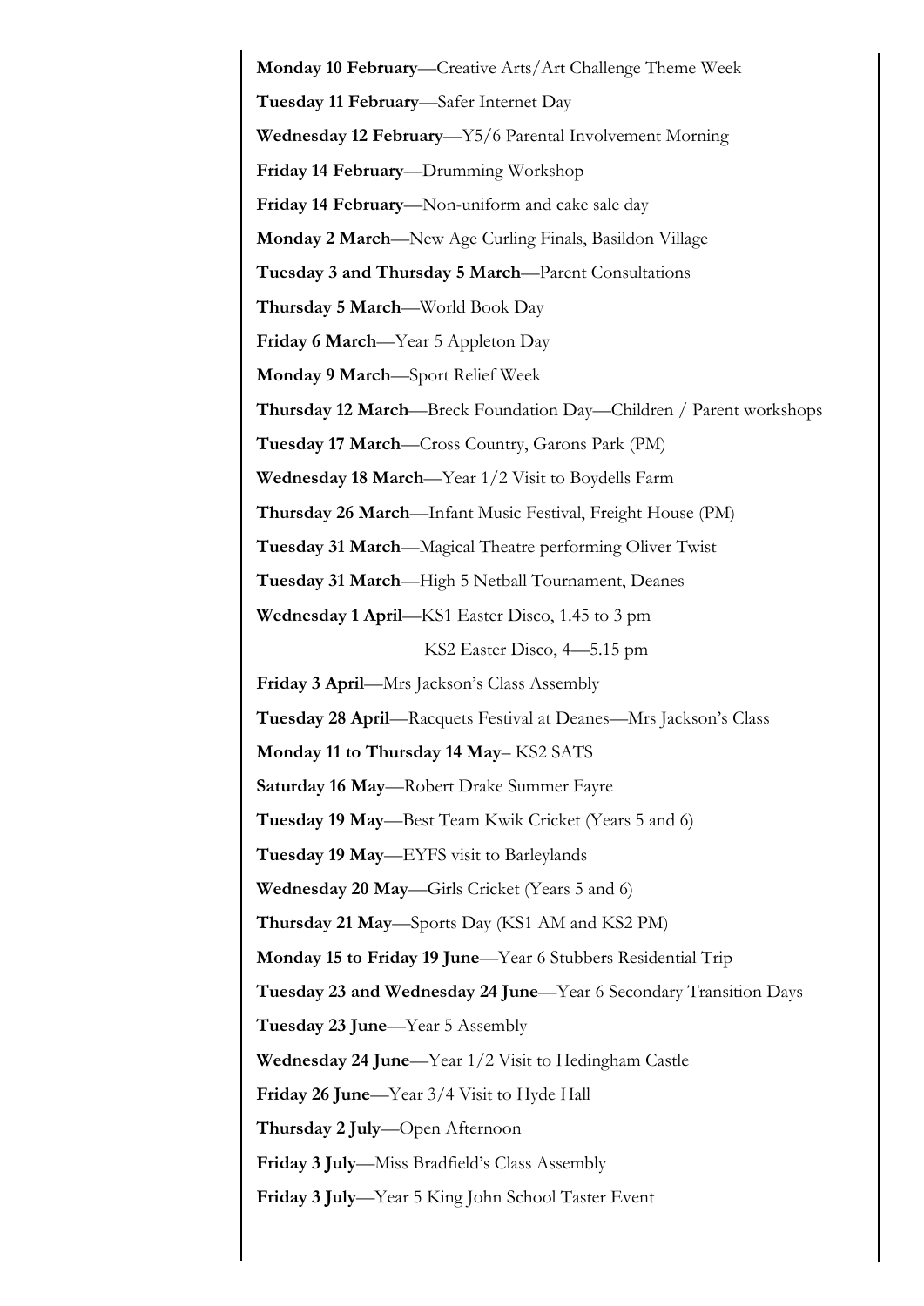**Monday 10 February**—Creative Arts/Art Challenge Theme Week

**Tuesday 11 February**—Safer Internet Day

**Wednesday 12 February**—Y5/6 Parental Involvement Morning

**Friday 14 February**—Drumming Workshop

**Friday 14 February**—Non-uniform and cake sale day

**Monday 2 March**—New Age Curling Finals, Basildon Village

**Tuesday 3 and Thursday 5 March**—Parent Consultations

**Thursday 5 March**—World Book Day

**Friday 6 March**—Year 5 Appleton Day

**Monday 9 March**—Sport Relief Week

**Thursday 12 March**—Breck Foundation Day—Children / Parent workshops

**Tuesday 17 March**—Cross Country, Garons Park (PM)

**Wednesday 18 March**—Year 1/2 Visit to Boydells Farm

**Thursday 26 March**—Infant Music Festival, Freight House (PM)

**Tuesday 31 March**—Magical Theatre performing Oliver Twist

**Tuesday 31 March**—High 5 Netball Tournament, Deanes

**Wednesday 1 April**—KS1 Easter Disco, 1.45 to 3 pm

KS2 Easter Disco, 4—5.15 pm

**Friday 3 April**—Mrs Jackson's Class Assembly

**Tuesday 28 April**—Racquets Festival at Deanes—Mrs Jackson's Class

**Monday 11 to Thursday 14 May**– KS2 SATS

**Saturday 16 May**—Robert Drake Summer Fayre

**Tuesday 19 May**—Best Team Kwik Cricket (Years 5 and 6)

**Tuesday 19 May**—EYFS visit to Barleylands

**Wednesday 20 May**—Girls Cricket (Years 5 and 6)

**Thursday 21 May**—Sports Day (KS1 AM and KS2 PM)

**Monday 15 to Friday 19 June**—Year 6 Stubbers Residential Trip

**Tuesday 23 and Wednesday 24 June**—Year 6 Secondary Transition Days

**Tuesday 23 June**—Year 5 Assembly

**Wednesday 24 June**—Year 1/2 Visit to Hedingham Castle

**Friday 26 June**—Year 3/4 Visit to Hyde Hall

**Thursday 2 July**—Open Afternoon

**Friday 3 July**—Miss Bradfield's Class Assembly

**Friday 3 July**—Year 5 King John School Taster Event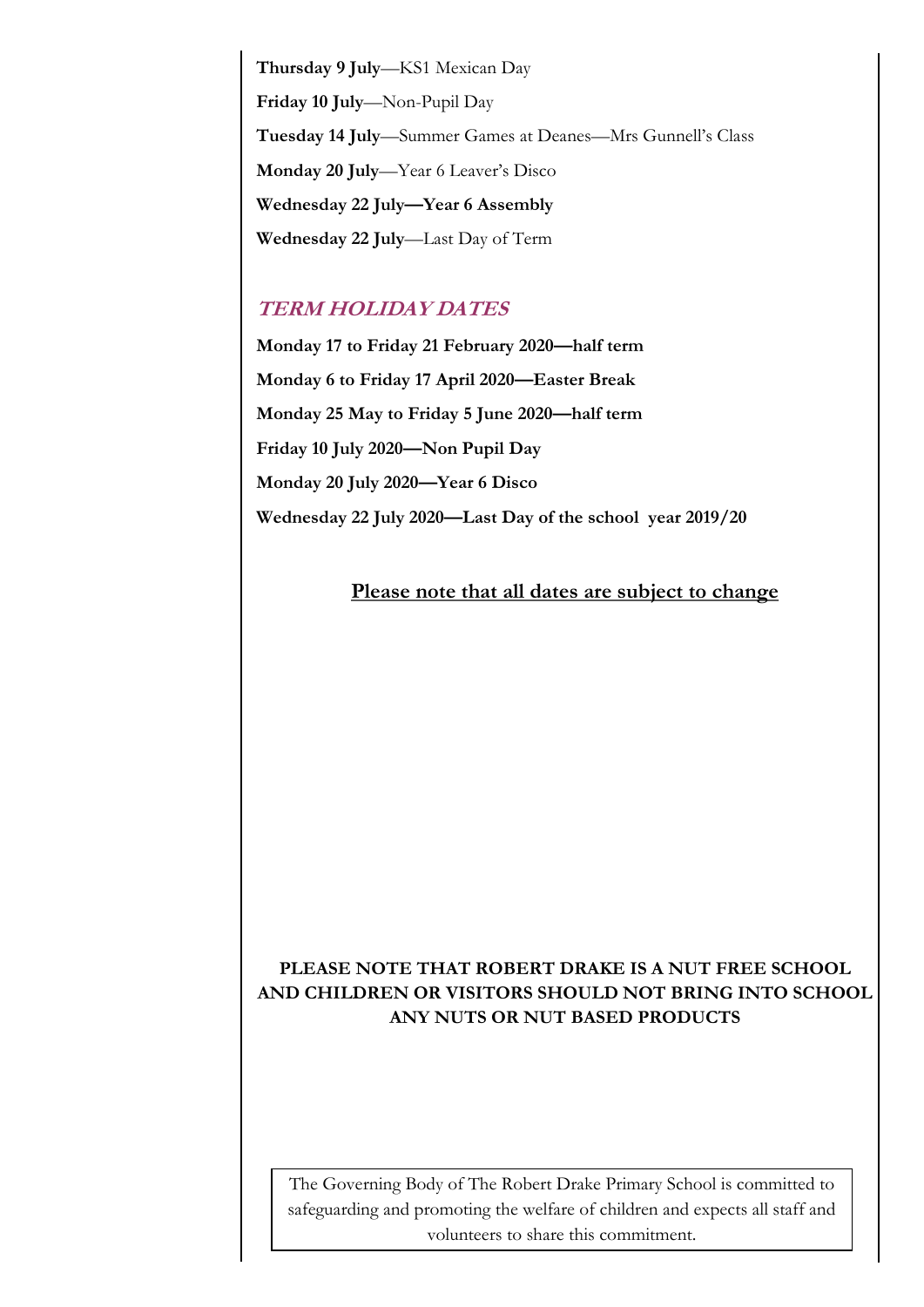**Thursday 9 July**—KS1 Mexican Day

**Friday 10 July**—Non-Pupil Day

**Tuesday 14 July**—Summer Games at Deanes—Mrs Gunnell's Class

**Monday 20 July**—Year 6 Leaver's Disco

**Wednesday 22 July—Year 6 Assembly**

**Wednesday 22 July**—Last Day of Term

## *TERM HOLIDAY DATES*

**Monday 17 to Friday 21 February 2020—half term**

**Monday 6 to Friday 17 April 2020—Easter Break**

**Monday 25 May to Friday 5 June 2020—half term**

**Friday 10 July 2020—Non Pupil Day**

**Monday 20 July 2020—Year 6 Disco**

**Wednesday 22 July 2020—Last Day of the school year 2019/20**

**Please note that all dates are subject to change**

**PLEASE NOTE THAT ROBERT DRAKE IS A NUT FREE SCHOOL AND CHILDREN OR VISITORS SHOULD NOT BRING INTO SCHOOL ANY NUTS OR NUT BASED PRODUCTS**

The Governing Body of The Robert Drake Primary School is committed to safeguarding and promoting the welfare of children and expects all staff and volunteers to share this commitment.